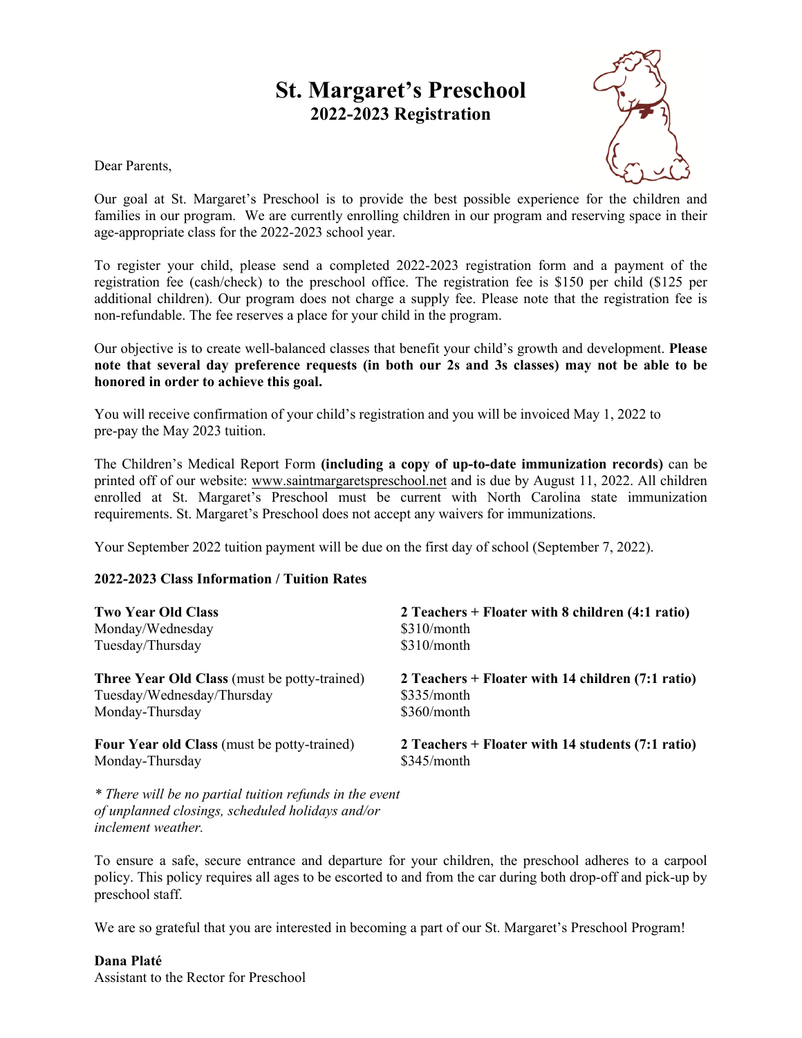# St. Margaret's Preschool
## 2022-2023 Registration

Dear Parents,

Our goal at St. Margaret's Preschool is to provide the best possible experience for the children and families in our program. We are currently enrolling children in our program and reserving space in their age-appropriate class for the 2022-2023 school year.

To register your child, please send a completed 2022-2023 registration form and a payment of the registration fee (cash/check) to the preschool office. The registration fee is $150 per child ($125 per additional children). Our program does not charge a supply fee. Please note that the registration fee is non-refundable. The fee reserves a place for your child in the program.

Our objective is to create well-balanced classes that benefit your child's growth and development. **Please note that several day preference requests (in both our 2s and 3s classes) may not be able to be honored in order to achieve this goal.**

You will receive confirmation of your child's registration and you will be invoiced May 1, 2022 to pre-pay the May 2023 tuition.

The Children's Medical Report Form **(including a copy of up-to-date immunization records)** can be printed off of our website: www.saintmargaretspreschool.net and is due by August 11, 2022. All children enrolled at St. Margaret's Preschool must be current with North Carolina state immunization requirements. St. Margaret's Preschool does not accept any waivers for immunizations.

Your September 2022 tuition payment will be due on the first day of school (September 7, 2022).

**2022-2023 Class Information / Tuition Rates**

| | |
|---|---|
| **Two Year Old Class** | **2 Teachers + Floater with 8 children (4:1 ratio)** |
| Monday/Wednesday | $310/month |
| Tuesday/Thursday | $310/month |
| **Three Year Old Class** (must be potty-trained) | **2 Teachers + Floater with 14 children (7:1 ratio)** |
| Tuesday/Wednesday/Thursday | $335/month |
| Monday-Thursday | $360/month |
| **Four Year old Class** (must be potty-trained) | **2 Teachers + Floater with 14 students (7:1 ratio)** |
| Monday-Thursday | $345/month |

*\* There will be no partial tuition refunds in the event of unplanned closings, scheduled holidays and/or inclement weather.*

To ensure a safe, secure entrance and departure for your children, the preschool adheres to a carpool policy. This policy requires all ages to be escorted to and from the car during both drop-off and pick-up by preschool staff.

We are so grateful that you are interested in becoming a part of our St. Margaret's Preschool Program!

**Dana Platé**
Assistant to the Rector for Preschool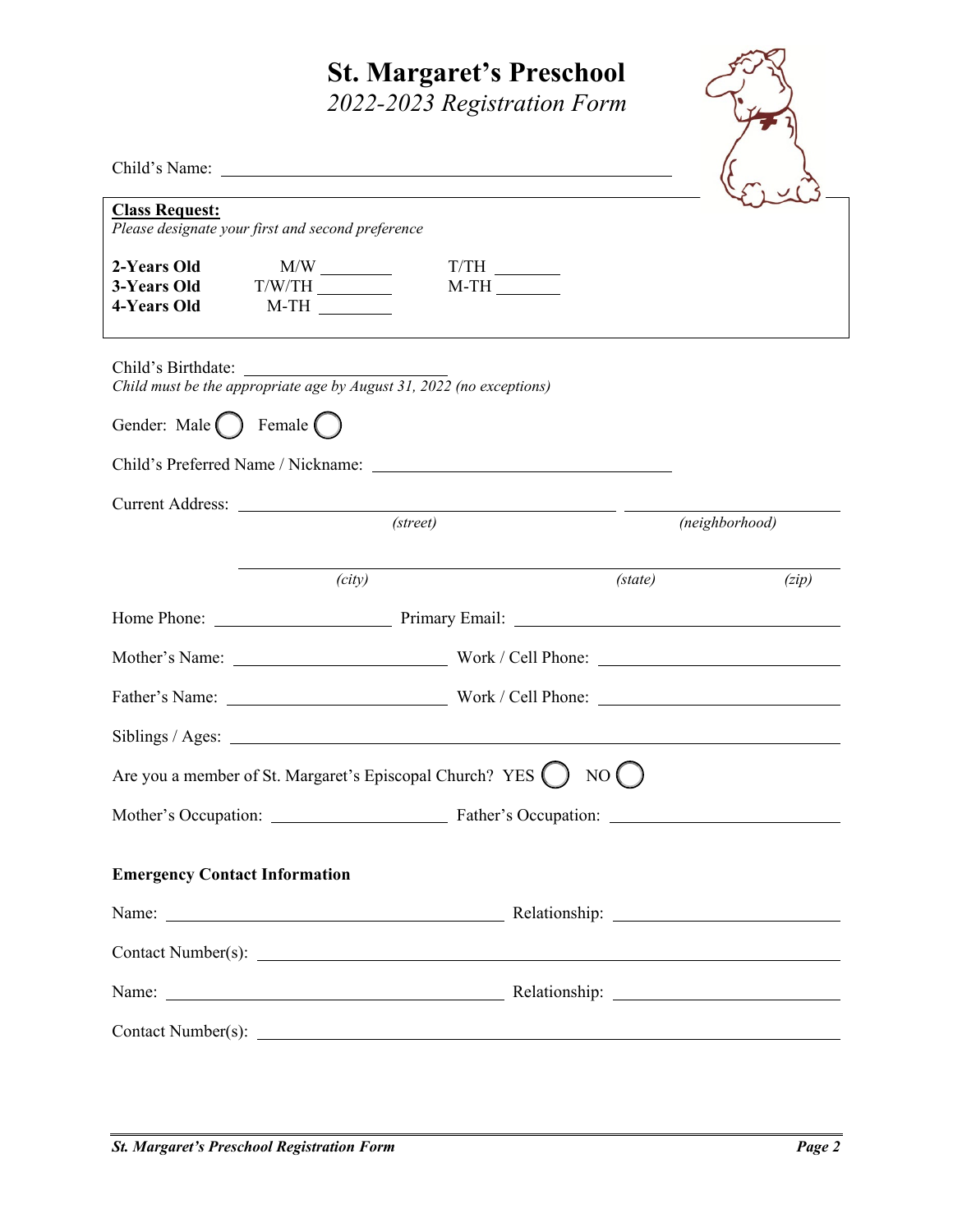# St. Margaret's Preschool

*2022-2023 Registration Form*

Child's Name: ______________________________

**Class Request:**

*Please designate your first and second preference*

| | | |
|---|---|---|
| **2-Years Old** | M/W ________ | T/TH ________ |
| **3-Years Old** | T/W/TH ________ | M-TH ________ |
| **4-Years Old** | M-TH ________ | |

Child's Birthdate: ______________________

*Child must be the appropriate age by August 31, 2022 (no exceptions)*

Gender: Male ◯ Female ◯

Child's Preferred Name / Nickname: ______________________________

Current Address: ______________________________ (street) ______________________ (neighborhood)

______________________________ (city) __________ (state) __________ (zip)

Home Phone: ____________________ Primary Email: ______________________________

Mother's Name: ______________________ Work / Cell Phone: ______________________

Father's Name: ______________________ Work / Cell Phone: ______________________

Siblings / Ages: ______________________________________________

Are you a member of St. Margaret's Episcopal Church? YES ◯ NO ◯

Mother's Occupation: ____________________ Father's Occupation: ______________________

**Emergency Contact Information**

Name: ______________________________ Relationship: ______________________

Contact Number(s): ______________________________________________

Name: ______________________________ Relationship: ______________________

Contact Number(s): ______________________________________________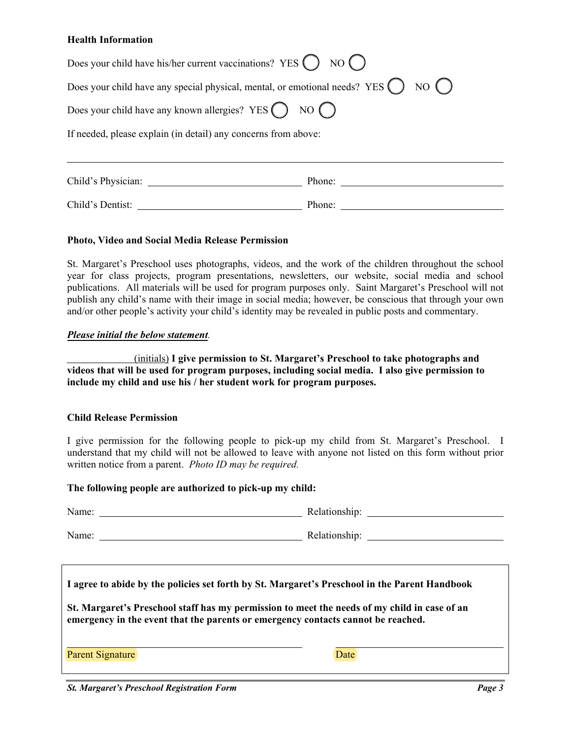**Health Information**

Does your child have his/her current vaccinations? YES ◯ NO ◯

Does your child have any special physical, mental, or emotional needs? YES ◯ NO ◯

Does your child have any known allergies? YES ◯ NO ◯

If needed, please explain (in detail) any concerns from above:

______________________________________________________________________________

Child's Physician: ______________________________ Phone: ______________________________

Child's Dentist: ______________________________ Phone: ______________________________

**Photo, Video and Social Media Release Permission**

St. Margaret's Preschool uses photographs, videos, and the work of the children throughout the school year for class projects, program presentations, newsletters, our website, social media and school publications. All materials will be used for program purposes only. Saint Margaret's Preschool will not publish any child's name with their image in social media; however, be conscious that through your own and/or other people's activity your child's identity may be revealed in public posts and commentary.

***Please initial the below statement***.

____________ (initials) **I give permission to St. Margaret's Preschool to take photographs and videos that will be used for program purposes, including social media. I also give permission to include my child and use his / her student work for program purposes.**

**Child Release Permission**

I give permission for the following people to pick-up my child from St. Margaret's Preschool. I understand that my child will not be allowed to leave with anyone not listed on this form without prior written notice from a parent. *Photo ID may be required.*

**The following people are authorized to pick-up my child:**

Name: ______________________________ Relationship: ______________________________

Name: ______________________________ Relationship: ______________________________

**I agree to abide by the policies set forth by St. Margaret's Preschool in the Parent Handbook**

**St. Margaret's Preschool staff has my permission to meet the needs of my child in case of an emergency in the event that the parents or emergency contacts cannot be reached.**

______________________________ ______________________________

Parent Signature Date